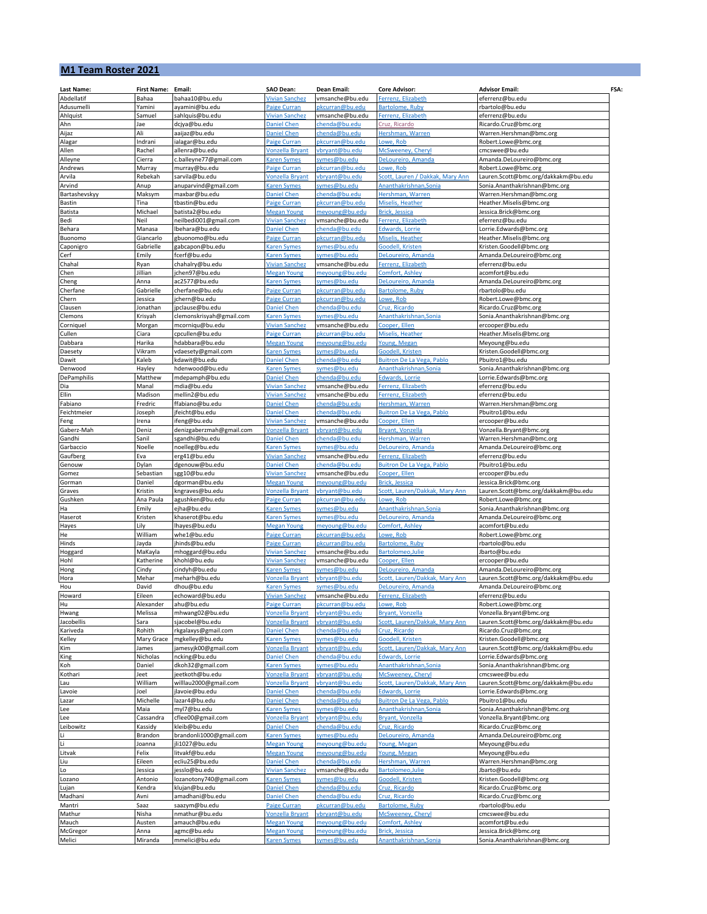## M1 Team Roster 2021

| Last Name: | First Name: | Email: | SAO Dean: | Dean Email: | Core Advisor: | Advisor Email: | FSA: |
|---|---|---|---|---|---|---|---|
| Abdellatif | Bahaa | bahaa10@bu.edu | Vivian Sanchez | vmsanche@bu.edu | Ferrenz, Elizabeth | eferrenz@bu.edu | |
| Adusumelli | Yamini | ayamini@bu.edu | Paige Curran | pkcurran@bu.edu | Bartolome, Ruby | rbartolo@bu.edu | |
| Ahlquist | Samuel | sahlquis@bu.edu | Vivian Sanchez | vmsanche@bu.edu | Ferrenz, Elizabeth | eferrenz@bu.edu | |
| Ahn | Jae | dcjya@bu.edu | Daniel Chen | chenda@bu.edu | Cruz, Ricardo | Ricardo.Cruz@bmc.org | |
| Aijaz | Ali | aaijaz@bu.edu | Daniel Chen | chenda@bu.edu | Hershman, Warren | Warren.Hershman@bmc.org | |
| Alagar | Indrani | ialagar@bu.edu | Paige Curran | pkcurran@bu.edu | Lowe, Rob | Robert.Lowe@bmc.org | |
| Allen | Rachel | allenra@bu.edu | Vonzella Bryant | vbryant@bu.edu | McSweeney, Cheryl | cmcswee@bu.edu | |
| Alleyne | Cierra | c.balleyne77@gmail.com | Karen Symes | symes@bu.edu | DeLoureiro, Amanda | Amanda.DeLoureiro@bmc.org | |
| Andrews | Murray | murray@bu.edu | Paige Curran | pkcurran@bu.edu | Lowe, Rob | Robert.Lowe@bmc.org | |
| Arvila | Rebekah | sarvila@bu.edu | Vonzella Bryant | vbryant@bu.edu | Scott, Lauren / Dakkak, Mary Ann | Lauren.Scott@bmc.org/dakkakm@bu.edu | |
| Arvind | Anup | anuparvind@gmail.com | Karen Symes | symes@bu.edu | Ananthakrishnan,Sonia | Sonia.Ananthakrishnan@bmc.org | |
| Bartashevskyy | Maksym | maxbar@bu.edu | Daniel Chen | chenda@bu.edu | Hershman, Warren | Warren.Hershman@bmc.org | |
| Bastin | Tina | tbastin@bu.edu | Paige Curran | pkcurran@bu.edu | Miselis, Heather | Heather.Miselis@bmc.org | |
| Batista | Michael | batista2@bu.edu | Megan Young | meyoung@bu.edu | Brick, Jessica | Jessica.Brick@bmc.org | |
| Bedi | Neil | neilbedi001@gmail.com | Vivian Sanchez | vmsanche@bu.edu | Ferrenz, Elizabeth | eferrenz@bu.edu | |
| Behara | Manasa | lbehara@bu.edu | Daniel Chen | chenda@bu.edu | Edwards, Lorrie | Lorrie.Edwards@bmc.org | |
| Buonomo | Giancarlo | gbuonomo@bu.edu | Paige Curran | pkcurran@bu.edu | Miselis, Heather | Heather.Miselis@bmc.org | |
| Caponigro | Gabrielle | gabcapon@bu.edu | Karen Symes | symes@bu.edu | Goodell, Kristen | Kristen.Goodell@bmc.org | |
| Cerf | Emily | fcerf@bu.edu | Karen Symes | symes@bu.edu | DeLoureiro, Amanda | Amanda.DeLoureiro@bmc.org | |
| Chahal | Ryan | chahalry@bu.edu | Vivian Sanchez | vmsanche@bu.edu | Ferrenz, Elizabeth | eferrenz@bu.edu | |
| Chen | Jillian | jchen97@bu.edu | Megan Young | meyoung@bu.edu | Comfort, Ashley | acomfort@bu.edu | |
| Cheng | Anna | ac2577@bu.edu | Karen Symes | symes@bu.edu | DeLoureiro, Amanda | Amanda.DeLoureiro@bmc.org | |
| Cherfane | Gabrielle | cherfane@bu.edu | Paige Curran | pkcurran@bu.edu | Bartolome, Ruby | rbartolo@bu.edu | |
| Chern | Jessica | jchern@bu.edu | Paige Curran | pkcurran@bu.edu | Lowe, Rob | Robert.Lowe@bmc.org | |
| Clausen | Jonathan | jpclause@bu.edu | Daniel Chen | chenda@bu.edu | Cruz, Ricardo | Ricardo.Cruz@bmc.org | |
| Clemons | Krisyah | clemonskrisyah@gmail.com | Karen Symes | symes@bu.edu | Ananthakrishnan,Sonia | Sonia.Ananthakrishnan@bmc.org | |
| Corniquel | Morgan | mcorniqu@bu.edu | Vivian Sanchez | vmsanche@bu.edu | Cooper, Ellen | ercooper@bu.edu | |
| Cullen | Ciara | cpcullen@bu.edu | Paige Curran | pkcurran@bu.edu | Miselis, Heather | Heather.Miselis@bmc.org | |
| Dabbara | Harika | hdabbara@bu.edu | Megan Young | meyoung@bu.edu | Young, Megan | Meyoung@bu.edu | |
| Daesety | Vikram | vdaesety@gmail.com | Karen Symes | symes@bu.edu | Goodell, Kristen | Kristen.Goodell@bmc.org | |
| Dawit | Kaleb | kdawit@bu.edu | Daniel Chen | chenda@bu.edu | Buitron De La Vega, Pablo | Pbuitro1@bu.edu | |
| Denwood | Hayley | hdenwood@bu.edu | Karen Symes | symes@bu.edu | Ananthakrishnan,Sonia | Sonia.Ananthakrishnan@bmc.org | |
| DePamphilis | Matthew | mdepamph@bu.edu | Daniel Chen | chenda@bu.edu | Edwards, Lorrie | Lorrie.Edwards@bmc.org | |
| Dia | Manal | mdia@bu.edu | Vivian Sanchez | vmsanche@bu.edu | Ferrenz, Elizabeth | eferrenz@bu.edu | |
| Ellin | Madison | mellin2@bu.edu | Vivian Sanchez | vmsanche@bu.edu | Ferrenz, Elizabeth | eferrenz@bu.edu | |
| Fabiano | Fredric | ffabiano@bu.edu | Daniel Chen | chenda@bu.edu | Hershman, Warren | Warren.Hershman@bmc.org | |
| Feichtmeier | Joseph | jfeicht@bu.edu | Daniel Chen | chenda@bu.edu | Buitron De La Vega, Pablo | Pbuitro1@bu.edu | |
| Feng | Irena | ifeng@bu.edu | Vivian Sanchez | vmsanche@bu.edu | Cooper, Ellen | ercooper@bu.edu | |
| Gaberz-Mah | Deniz | denizgaberzmah@gmail.com | Vonzella Bryant | vbryant@bu.edu | Bryant, Vonzella | Vonzella.Bryant@bmc.org | |
| Gandhi | Sanil | sgandhi@bu.edu | Daniel Chen | chenda@bu.edu | Hershman, Warren | Warren.Hershman@bmc.org | |
| Garbaccio | Noelle | noelleg@bu.edu | Karen Symes | symes@bu.edu | DeLoureiro, Amanda | Amanda.DeLoureiro@bmc.org | |
| Gaufberg | Eva | erg41@bu.edu | Vivian Sanchez | vmsanche@bu.edu | Ferrenz, Elizabeth | eferrenz@bu.edu | |
| Genouw | Dylan | dgenouw@bu.edu | Daniel Chen | chenda@bu.edu | Buitron De La Vega, Pablo | Pbuitro1@bu.edu | |
| Gomez | Sebastian | sgg10@bu.edu | Vivian Sanchez | vmsanche@bu.edu | Cooper, Ellen | ercooper@bu.edu | |
| Gorman | Daniel | dgorman@bu.edu | Megan Young | meyoung@bu.edu | Brick, Jessica | Jessica.Brick@bmc.org | |
| Graves | Kristin | kngraves@bu.edu | Vonzella Bryant | vbryant@bu.edu | Scott, Lauren/Dakkak, Mary Ann | Lauren.Scott@bmc.org/dakkakm@bu.edu | |
| Gushken | Ana Paula | agushken@bu.edu | Paige Curran | pkcurran@bu.edu | Lowe, Rob | Robert.Lowe@bmc.org | |
| Ha | Emily | ejha@bu.edu | Karen Symes | symes@bu.edu | Ananthakrishnan,Sonia | Sonia.Ananthakrishnan@bmc.org | |
| Haserot | Kristen | khaserot@bu.edu | Karen Symes | symes@bu.edu | DeLoureiro, Amanda | Amanda.DeLoureiro@bmc.org | |
| Hayes | Lily | lhayes@bu.edu | Megan Young | meyoung@bu.edu | Comfort, Ashley | acomfort@bu.edu | |
| He | William | whe1@bu.edu | Paige Curran | pkcurran@bu.edu | Lowe, Rob | Robert.Lowe@bmc.org | |
| Hinds | Jayda | jhinds@bu.edu | Paige Curran | pkcurran@bu.edu | Bartolome, Ruby | rbartolo@bu.edu | |
| Hoggard | MaKayla | mhoggard@bu.edu | Vivian Sanchez | vmsanche@bu.edu | Bartolomeo,Julie | Jbarto@bu.edu | |
| Hohl | Katherine | khohl@bu.edu | Vivian Sanchez | vmsanche@bu.edu | Cooper, Ellen | ercooper@bu.edu | |
| Hong | Cindy | cindyh@bu.edu | Karen Symes | symes@bu.edu | DeLoureiro, Amanda | Amanda.DeLoureiro@bmc.org | |
| Hora | Mehar | meharh@bu.edu | Vonzella Bryant | vbryant@bu.edu | Scott, Lauren/Dakkak, Mary Ann | Lauren.Scott@bmc.org/dakkakm@bu.edu | |
| Hou | David | dhou@bu.edu | Karen Symes | symes@bu.edu | DeLoureiro, Amanda | Amanda.DeLoureiro@bmc.org | |
| Howard | Eileen | echoward@bu.edu | Vivian Sanchez | vmsanche@bu.edu | Ferrenz, Elizabeth | eferrenz@bu.edu | |
| Hu | Alexander | ahu@bu.edu | Paige Curran | pkcurran@bu.edu | Lowe, Rob | Robert.Lowe@bmc.org | |
| Hwang | Melissa | mhwang02@bu.edu | Vonzella Bryant | vbryant@bu.edu | Bryant, Vonzella | Vonzella.Bryant@bmc.org | |
| Jacobellis | Sara | sjacobel@bu.edu | Vonzella Bryant | vbryant@bu.edu | Scott, Lauren/Dakkak, Mary Ann | Lauren.Scott@bmc.org/dakkakm@bu.edu | |
| Kariveda | Rohith | rkgalaxys@gmail.com | Daniel Chen | chenda@bu.edu | Cruz, Ricardo | Ricardo.Cruz@bmc.org | |
| Kelley | Mary Grace | mgkelley@bu.edu | Karen Symes | symes@bu.edu | Goodell, Kristen | Kristen.Goodell@bmc.org | |
| Kim | James | jamesyjk00@gmail.com | Vonzella Bryant | vbryant@bu.edu | Scott, Lauren/Dakkak, Mary Ann | Lauren.Scott@bmc.org/dakkakm@bu.edu | |
| King | Nicholas | ncking@bu.edu | Daniel Chen | chenda@bu.edu | Edwards, Lorrie | Lorrie.Edwards@bmc.org | |
| Koh | Daniel | dkoh32@gmail.com | Karen Symes | symes@bu.edu | Ananthakrishnan,Sonia | Sonia.Ananthakrishnan@bmc.org | |
| Kothari | Jeet | jeetkoth@bu.edu | Vonzella Bryant | vbryant@bu.edu | McSweeney, Cheryl | cmcswee@bu.edu | |
| Lau | William | willlau2000@gmail.com | Vonzella Bryant | vbryant@bu.edu | Scott, Lauren/Dakkak, Mary Ann | Lauren.Scott@bmc.org/dakkakm@bu.edu | |
| Lavoie | Joel | jlavoie@bu.edu | Daniel Chen | chenda@bu.edu | Edwards, Lorrie | Lorrie.Edwards@bmc.org | |
| Lazar | Michelle | lazar4@bu.edu | Daniel Chen | chenda@bu.edu | Buitron De La Vega, Pablo | Pbuitro1@bu.edu | |
| Lee | Maia | myl7@bu.edu | Karen Symes | symes@bu.edu | Ananthakrishnan,Sonia | Sonia.Ananthakrishnan@bmc.org | |
| Lee | Cassandra | cflee00@gmail.com | Vonzella Bryant | vbryant@bu.edu | Bryant, Vonzella | Vonzella.Bryant@bmc.org | |
| Leibowitz | Kassidy | kleib@bu.edu | Daniel Chen | chenda@bu.edu | Cruz, Ricardo | Ricardo.Cruz@bmc.org | |
| Li | Brandon | brandonli1000@gmail.com | Karen Symes | symes@bu.edu | DeLoureiro, Amanda | Amanda.DeLoureiro@bmc.org | |
| Li | Joanna | jli1027@bu.edu | Megan Young | meyoung@bu.edu | Young, Megan | Meyoung@bu.edu | |
| Litvak | Felix | litvakf@bu.edu | Megan Young | meyoung@bu.edu | Young, Megan | Meyoung@bu.edu | |
| Liu | Eileen | ecliu25@bu.edu | Daniel Chen | chenda@bu.edu | Hershman, Warren | Warren.Hershman@bmc.org | |
| Lo | Jessica | jesslo@bu.edu | Vivian Sanchez | vmsanche@bu.edu | Bartolomeo,Julie | Jbarto@bu.edu | |
| Lozano | Antonio | lozanotony740@gmail.com | Karen Symes | symes@bu.edu | Goodell, Kristen | Kristen.Goodell@bmc.org | |
| Lujan | Kendra | klujan@bu.edu | Daniel Chen | chenda@bu.edu | Cruz, Ricardo | Ricardo.Cruz@bmc.org | |
| Madhani | Avni | amadhani@bu.edu | Daniel Chen | chenda@bu.edu | Cruz, Ricardo | Ricardo.Cruz@bmc.org | |
| Mantri | Saaz | saazym@bu.edu | Paige Curran | pkcurran@bu.edu | Bartolome, Ruby | rbartolo@bu.edu | |
| Mathur | Nisha | nmathur@bu.edu | Vonzella Bryant | vbryant@bu.edu | McSweeney, Cheryl | cmcswee@bu.edu | |
| Mauch | Austen | amauch@bu.edu | Megan Young | meyoung@bu.edu | Comfort, Ashley | acomfort@bu.edu | |
| McGregor | Anna | agmc@bu.edu | Megan Young | meyoung@bu.edu | Brick, Jessica | Jessica.Brick@bmc.org | |
| Melici | Miranda | mmelici@bu.edu | Karen Symes | symes@bu.edu | Ananthakrishnan,Sonia | Sonia.Ananthakrishnan@bmc.org | |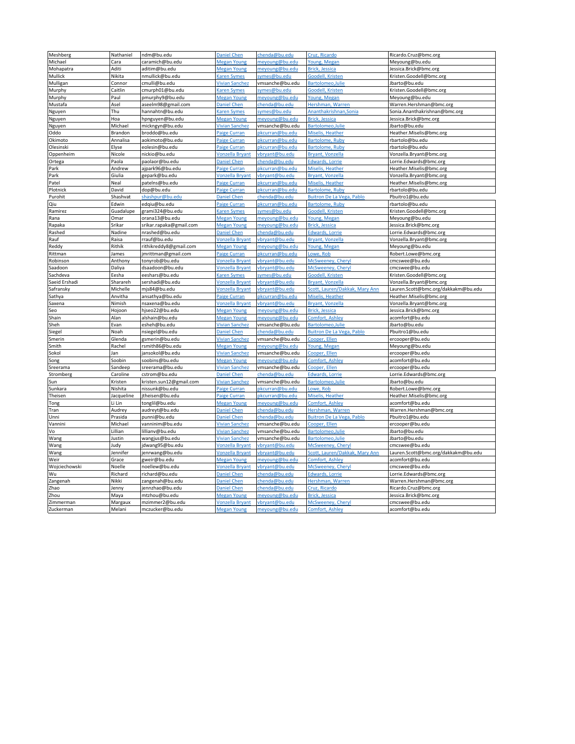| | | | | | | |
|---|---|---|---|---|---|---|
| Meshberg | Nathaniel | ndm@bu.edu | Daniel Chen | chenda@bu.edu | Cruz, Ricardo | Ricardo.Cruz@bmc.org |
| Michael | Cara | caramich@bu.edu | Megan Young | meyoung@bu.edu | Young, Megan | Meyoung@bu.edu |
| Mohapatra | Aditi | aditim@bu.edu | Megan Young | meyoung@bu.edu | Brick, Jessica | Jessica.Brick@bmc.org |
| Mullick | Nikita | nmullick@bu.edu | Karen Symes | symes@bu.edu | Goodell, Kristen | Kristen.Goodell@bmc.org |
| Mulligan | Connor | cmulli@bu.edu | Vivian Sanchez | vmsanche@bu.edu | Bartolomeo,Julie | Jbarto@bu.edu |
| Murphy | Caitlin | cmurph01@bu.edu | Karen Symes | symes@bu.edu | Goodell, Kristen | Kristen.Goodell@bmc.org |
| Murphy | Paul | pmurphy9@bu.edu | Megan Young | meyoung@bu.edu | Young, Megan | Meyoung@bu.edu |
| Mustafa | Asel | aseelm98@gmail.com | Daniel Chen | chenda@bu.edu | Hershman, Warren | Warren.Hershman@bmc.org |
| Nguyen | Thu | hannahtn@bu.edu | Karen Symes | symes@bu.edu | Ananthakrishnan,Sonia | Sonia.Ananthakrishnan@bmc.org |
| Nguyen | Hoa | hpnguyen@bu.edu | Megan Young | meyoung@bu.edu | Brick, Jessica | Jessica.Brick@bmc.org |
| Nguyen | Michael | mickngyn@bu.edu | Vivian Sanchez | vmsanche@bu.edu | Bartolomeo,Julie | Jbarto@bu.edu |
| Oddo | Brandon | broddo@bu.edu | Paige Curran | pkcurran@bu.edu | Miselis, Heather | Heather.Miselis@bmc.org |
| Okimoto | Annalisa | aokimoto@bu.edu | Paige Curran | pkcurran@bu.edu | Bartolome, Ruby | rbartolo@bu.edu |
| Olesinski | Elyse | eolesin@bu.edu | Paige Curran | pkcurran@bu.edu | Bartolome, Ruby | rbartolo@bu.edu |
| Oppenheim | Nicole | nickio@bu.edu | Vonzella Bryant | vbryant@bu.edu | Bryant, Vonzella | Vonzella.Bryant@bmc.org |
| Ortega | Paola | paolaor@bu.edu | Daniel Chen | chenda@bu.edu | Edwards, Lorrie | Lorrie.Edwards@bmc.org |
| Park | Andrew | ajpark96@bu.edu | Paige Curran | pkcurran@bu.edu | Miselis, Heather | Heather.Miselis@bmc.org |
| Park | Giulia | gepark@bu.edu | Vonzella Bryant | vbryant@bu.edu | Bryant, Vonzella | Vonzella.Bryant@bmc.org |
| Patel | Neal | patelns@bu.edu | Paige Curran | pkcurran@bu.edu | Miselis, Heather | Heather.Miselis@bmc.org |
| Plotnick | David | dop@bu.edu | Paige Curran | pkcurran@bu.edu | Bartolome, Ruby | rbartolo@bu.edu |
| Purohit | Shashvat | shashpur@bu.edu | Daniel Chen | chenda@bu.edu | Buitron De La Vega, Pablo | Pbuitro1@bu.edu |
| Qiu | Edwin | edqiu@bu.edu | Paige Curran | pkcurran@bu.edu | Bartolome, Ruby | rbartolo@bu.edu |
| Ramirez | Guadalupe | grami324@bu.edu | Karen Symes | symes@bu.edu | Goodell, Kristen | Kristen.Goodell@bmc.org |
| Rana | Omar | orana13@bu.edu | Megan Young | meyoung@bu.edu | Young, Megan | Meyoung@bu.edu |
| Rapaka | Srikar | srikar.rapaka@gmail.com | Megan Young | meyoung@bu.edu | Brick, Jessica | Jessica.Brick@bmc.org |
| Rashed | Nadine | nrashed@bu.edu | Daniel Chen | chenda@bu.edu | Edwards, Lorrie | Lorrie.Edwards@bmc.org |
| Rauf | Raisa | rrauf@bu.edu | Vonzella Bryant | vbryant@bu.edu | Bryant, Vonzella | Vonzella.Bryant@bmc.org |
| Reddy | Rithik | rithikreddy8@gmail.com | Megan Young | meyoung@bu.edu | Young, Megan | Meyoung@bu.edu |
| Rittman | James | jmrittman@gmail.com | Paige Curran | pkcurran@bu.edu | Lowe, Rob | Robert.Lowe@bmc.org |
| Robinson | Anthony | tonyrob@bu.edu | Vonzella Bryant | vbryant@bu.edu | McSweeney, Cheryl | cmcswee@bu.edu |
| Saadoon | Daliya | dsaadoon@bu.edu | Vonzella Bryant | vbryant@bu.edu | McSweeney, Cheryl | cmcswee@bu.edu |
| Sachdeva | Eesha | eeshars@bu.edu | Karen Symes | symes@bu.edu | Goodell, Kristen | Kristen.Goodell@bmc.org |
| Saeid Ershadi | Sharareh | sershadi@bu.edu | Vonzella Bryant | vbryant@bu.edu | Bryant, Vonzella | Vonzella.Bryant@bmc.org |
| Safransky | Michelle | mjs84@bu.edu | Vonzella Bryant | vbryant@bu.edu | Scott, Lauren/Dakkak, Mary Ann | Lauren.Scott@bmc.org/dakkakm@bu.edu |
| Sathya | Anvitha | ansathya@bu.edu | Paige Curran | pkcurran@bu.edu | Miselis, Heather | Heather.Miselis@bmc.org |
| Saxena | Nimish | nsaxena@bu.edu | Vonzella Bryant | vbryant@bu.edu | Bryant, Vonzella | Vonzella.Bryant@bmc.org |
| Seo | Hojoon | hjseo22@bu.edu | Megan Young | meyoung@bu.edu | Brick, Jessica | Jessica.Brick@bmc.org |
| Shain | Alan | alshain@bu.edu | Megan Young | meyoung@bu.edu | Comfort, Ashley | acomfort@bu.edu |
| Sheh | Evan | esheh@bu.edu | Vivian Sanchez | vmsanche@bu.edu | Bartolomeo,Julie | Jbarto@bu.edu |
| Siegel | Noah | nsiegel@bu.edu | Daniel Chen | chenda@bu.edu | Buitron De La Vega, Pablo | Pbuitro1@bu.edu |
| Smerin | Glenda | gsmerin@bu.edu | Vivian Sanchez | vmsanche@bu.edu | Cooper, Ellen | ercooper@bu.edu |
| Smith | Rachel | rsmith86@bu.edu | Megan Young | meyoung@bu.edu | Young, Megan | Meyoung@bu.edu |
| Sokol | Jan | jansokol@bu.edu | Vivian Sanchez | vmsanche@bu.edu | Cooper, Ellen | ercooper@bu.edu |
| Song | Soobin | soobins@bu.edu | Megan Young | meyoung@bu.edu | Comfort, Ashley | acomfort@bu.edu |
| Sreerama | Sandeep | sreerama@bu.edu | Vivian Sanchez | vmsanche@bu.edu | Cooper, Ellen | ercooper@bu.edu |
| Stromberg | Caroline | cstrom@bu.edu | Daniel Chen | chenda@bu.edu | Edwards, Lorrie | Lorrie.Edwards@bmc.org |
| Sun | Kristen | kristen.sun12@gmail.com | Vivian Sanchez | vmsanche@bu.edu | Bartolomeo,Julie | Jbarto@bu.edu |
| Sunkara | Nishita | nissunk@bu.edu | Paige Curran | pkcurran@bu.edu | Lowe, Rob | Robert.Lowe@bmc.org |
| Theisen | Jacqueline | jtheisen@bu.edu | Paige Curran | pkcurran@bu.edu | Miselis, Heather | Heather.Miselis@bmc.org |
| Tong | Li Lin | tonglil@bu.edu | Megan Young | meyoung@bu.edu | Comfort, Ashley | acomfort@bu.edu |
| Tran | Audrey | audreyt@bu.edu | Daniel Chen | chenda@bu.edu | Hershman, Warren | Warren.Hershman@bmc.org |
| Unni | Prasida | punni@bu.edu | Daniel Chen | chenda@bu.edu | Buitron De La Vega, Pablo | Pbuitro1@bu.edu |
| Vannini | Michael | vanninim@bu.edu | Vivian Sanchez | vmsanche@bu.edu | Cooper, Ellen | ercooper@bu.edu |
| Vo | Lillian | lillianv@bu.edu | Vivian Sanchez | vmsanche@bu.edu | Bartolomeo,Julie | Jbarto@bu.edu |
| Wang | Justin | wangjus@bu.edu | Vivian Sanchez | vmsanche@bu.edu | Bartolomeo,Julie | Jbarto@bu.edu |
| Wang | Judy | jdwang95@bu.edu | Vonzella Bryant | vbryant@bu.edu | McSweeney, Cheryl | cmcswee@bu.edu |
| Wang | Jennifer | jenrwang@bu.edu | Vonzella Bryant | vbryant@bu.edu | Scott, Lauren/Dakkak, Mary Ann | Lauren.Scott@bmc.org/dakkakm@bu.edu |
| Weir | Grace | gweir@bu.edu | Megan Young | meyoung@bu.edu | Comfort, Ashley | acomfort@bu.edu |
| Wojciechowski | Noelle | noellew@bu.edu | Vonzella Bryant | vbryant@bu.edu | McSweeney, Cheryl | cmcswee@bu.edu |
| Wu | Richard | richard@bu.edu | Daniel Chen | chenda@bu.edu | Edwards, Lorrie | Lorrie.Edwards@bmc.org |
| Zangenah | Nikki | zangenah@bu.edu | Daniel Chen | chenda@bu.edu | Hershman, Warren | Warren.Hershman@bmc.org |
| Zhao | Jenny | jennzhao@bu.edu | Daniel Chen | chenda@bu.edu | Cruz, Ricardo | Ricardo.Cruz@bmc.org |
| Zhou | Maya | mtzhou@bu.edu | Megan Young | meyoung@bu.edu | Brick, Jessica | Jessica.Brick@bmc.org |
| Zimmerman | Margaux | mzimmer2@bu.edu | Vonzella Bryant | vbryant@bu.edu | McSweeney, Cheryl | cmcswee@bu.edu |
| Zuckerman | Melani | mczucker@bu.edu | Megan Young | meyoung@bu.edu | Comfort, Ashley | acomfort@bu.edu |